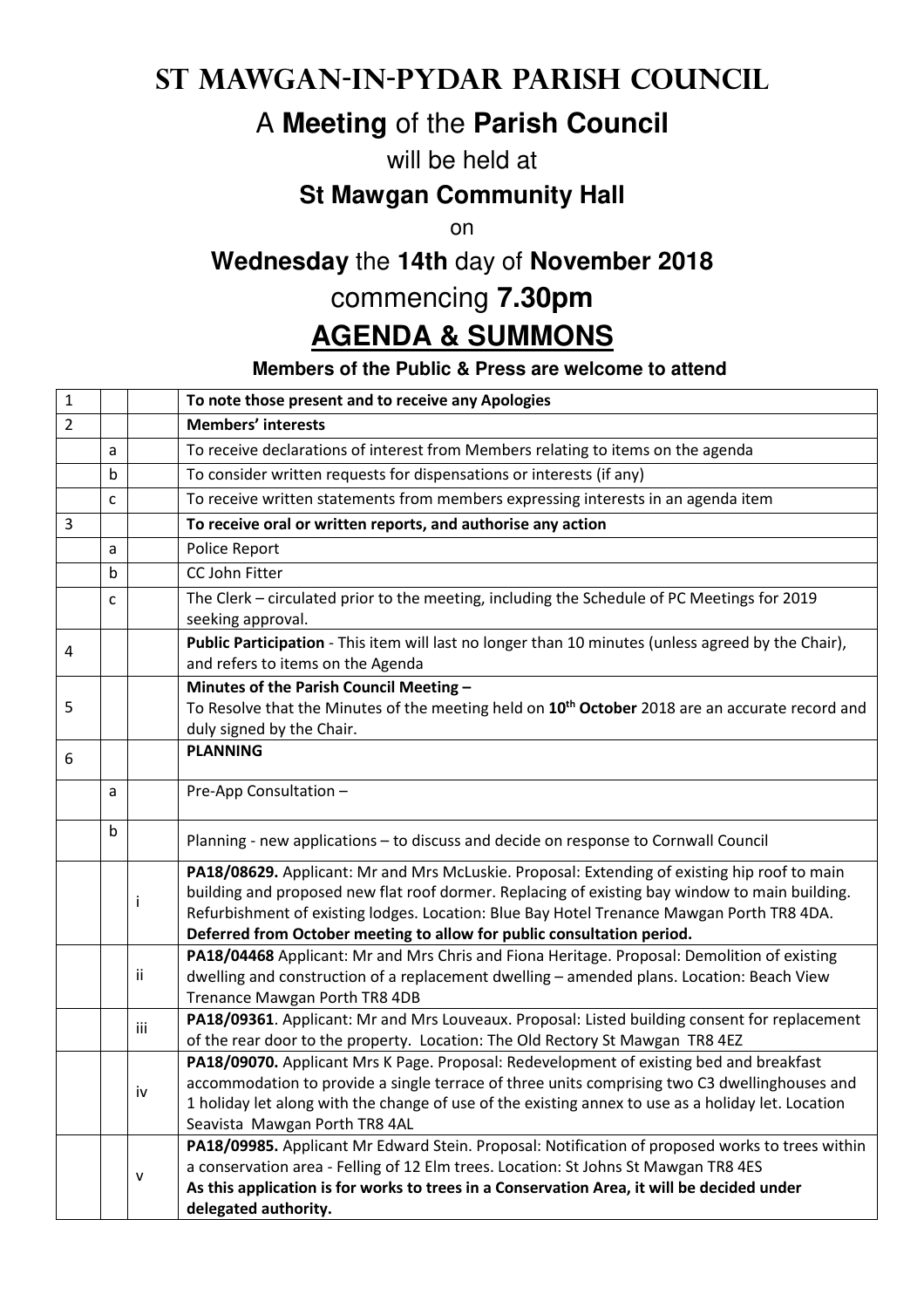# St Mawgan-in-Pydar Parish Council

## A **Meeting** of the **Parish Council**

will be held at

**St Mawgan Community Hall**

on

**Wednesday** the **14th** day of **November 2018**

commencing **7.30pm**

## AGENDA & SUMMONS

**Members of the Public & Press are welcome to attend**

| | | | |
|---|---|---|---|
| 1 | | | **To note those present and to receive any Apologies** |
| 2 | | | **Members' interests** |
| | a | | To receive declarations of interest from Members relating to items on the agenda |
| | b | | To consider written requests for dispensations or interests (if any) |
| | c | | To receive written statements from members expressing interests in an agenda item |
| 3 | | | **To receive oral or written reports, and authorise any action** |
| | a | | Police Report |
| | b | | CC John Fitter |
| | c | | The Clerk – circulated prior to the meeting, including the Schedule of PC Meetings for 2019 seeking approval. |
| 4 | | | **Public Participation** - This item will last no longer than 10 minutes (unless agreed by the Chair), and refers to items on the Agenda |
| 5 | | | **Minutes of the Parish Council Meeting –** To Resolve that the Minutes of the meeting held on **10th October** 2018 are an accurate record and duly signed by the Chair. |
| 6 | | | **PLANNING** |
| | a | | Pre-App Consultation – |
| | b | | Planning - new applications – to discuss and decide on response to Cornwall Council |
| | | i | **PA18/08629.** Applicant: Mr and Mrs McLuskie. Proposal: Extending of existing hip roof to main building and proposed new flat roof dormer. Replacing of existing bay window to main building. Refurbishment of existing lodges. Location: Blue Bay Hotel Trenance Mawgan Porth TR8 4DA. **Deferred from October meeting to allow for public consultation period.** |
| | | ii | **PA18/04468** Applicant: Mr and Mrs Chris and Fiona Heritage. Proposal: Demolition of existing dwelling and construction of a replacement dwelling – amended plans. Location: Beach View Trenance Mawgan Porth TR8 4DB |
| | | iii | **PA18/09361**. Applicant: Mr and Mrs Louveaux. Proposal: Listed building consent for replacement of the rear door to the property. Location: The Old Rectory St Mawgan TR8 4EZ |
| | | iv | **PA18/09070.** Applicant Mrs K Page. Proposal: Redevelopment of existing bed and breakfast accommodation to provide a single terrace of three units comprising two C3 dwellinghouses and 1 holiday let along with the change of use of the existing annex to use as a holiday let. Location Seavista Mawgan Porth TR8 4AL |
| | | v | **PA18/09985.** Applicant Mr Edward Stein. Proposal: Notification of proposed works to trees within a conservation area - Felling of 12 Elm trees. Location: St Johns St Mawgan TR8 4ES **As this application is for works to trees in a Conservation Area, it will be decided under delegated authority.** |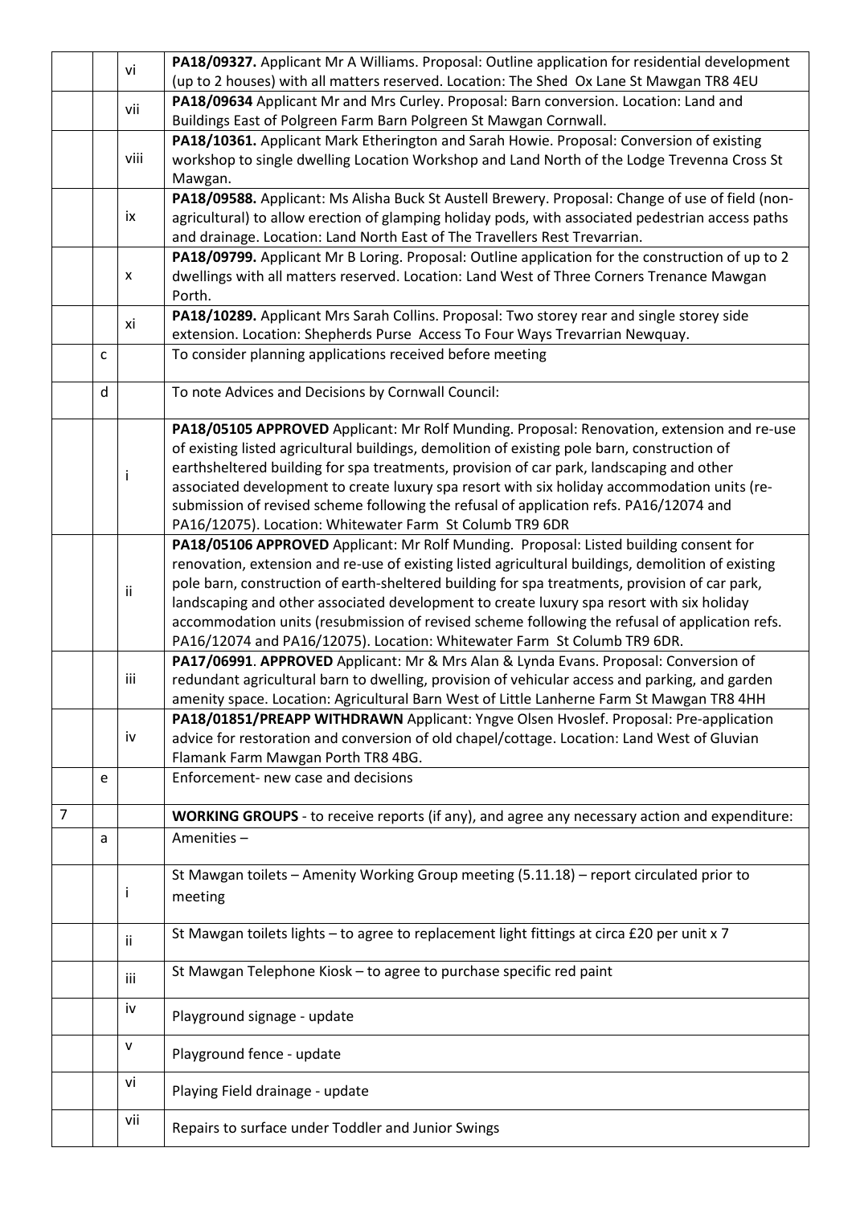|   |   |   |   |
|---|---|---|---|
| | | vi | **PA18/09327.** Applicant Mr A Williams. Proposal: Outline application for residential development (up to 2 houses) with all matters reserved. Location: The Shed Ox Lane St Mawgan TR8 4EU |
| | | vii | **PA18/09634** Applicant Mr and Mrs Curley. Proposal: Barn conversion. Location: Land and Buildings East of Polgreen Farm Barn Polgreen St Mawgan Cornwall. |
| | | viii | **PA18/10361.** Applicant Mark Etherington and Sarah Howie. Proposal: Conversion of existing workshop to single dwelling Location Workshop and Land North of the Lodge Trevenna Cross St Mawgan. |
| | | ix | **PA18/09588.** Applicant: Ms Alisha Buck St Austell Brewery. Proposal: Change of use of field (non-agricultural) to allow erection of glamping holiday pods, with associated pedestrian access paths and drainage. Location: Land North East of The Travellers Rest Trevarrian. |
| | | x | **PA18/09799.** Applicant Mr B Loring. Proposal: Outline application for the construction of up to 2 dwellings with all matters reserved. Location: Land West of Three Corners Trenance Mawgan Porth. |
| | | xi | **PA18/10289.** Applicant Mrs Sarah Collins. Proposal: Two storey rear and single storey side extension. Location: Shepherds Purse Access To Four Ways Trevarrian Newquay. |
| | c | | To consider planning applications received before meeting |
| | d | | To note Advices and Decisions by Cornwall Council: |
| | | i | **PA18/05105 APPROVED** Applicant: Mr Rolf Munding. Proposal: Renovation, extension and re-use of existing listed agricultural buildings, demolition of existing pole barn, construction of earthsheltered building for spa treatments, provision of car park, landscaping and other associated development to create luxury spa resort with six holiday accommodation units (re-submission of revised scheme following the refusal of application refs. PA16/12074 and PA16/12075). Location: Whitewater Farm St Columb TR9 6DR |
| | | ii | **PA18/05106 APPROVED** Applicant: Mr Rolf Munding. Proposal: Listed building consent for renovation, extension and re-use of existing listed agricultural buildings, demolition of existing pole barn, construction of earth-sheltered building for spa treatments, provision of car park, landscaping and other associated development to create luxury spa resort with six holiday accommodation units (resubmission of revised scheme following the refusal of application refs. PA16/12074 and PA16/12075). Location: Whitewater Farm St Columb TR9 6DR. |
| | | iii | **PA17/06991. APPROVED** Applicant: Mr & Mrs Alan & Lynda Evans. Proposal: Conversion of redundant agricultural barn to dwelling, provision of vehicular access and parking, and garden amenity space. Location: Agricultural Barn West of Little Lanherne Farm St Mawgan TR8 4HH |
| | | iv | **PA18/01851/PREAPP WITHDRAWN** Applicant: Yngve Olsen Hvoslef. Proposal: Pre-application advice for restoration and conversion of old chapel/cottage. Location: Land West of Gluvian Flamank Farm Mawgan Porth TR8 4BG. |
| | e | | Enforcement- new case and decisions |
| 7 | | | **WORKING GROUPS** - to receive reports (if any), and agree any necessary action and expenditure: |
| | a | | Amenities – |
| | | i | St Mawgan toilets – Amenity Working Group meeting (5.11.18) – report circulated prior to meeting |
| | | ii | St Mawgan toilets lights – to agree to replacement light fittings at circa £20 per unit x 7 |
| | | iii | St Mawgan Telephone Kiosk – to agree to purchase specific red paint |
| | | iv | Playground signage - update |
| | | v | Playground fence - update |
| | | vi | Playing Field drainage - update |
| | | vii | Repairs to surface under Toddler and Junior Swings |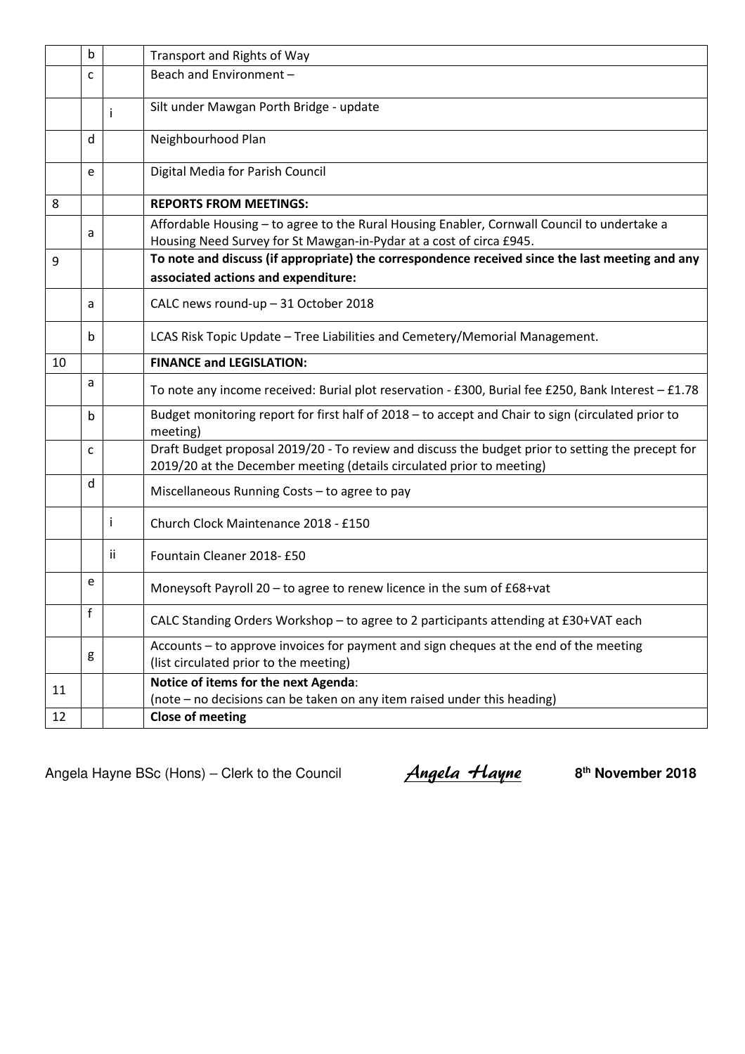| | | | |
|---|---|---|---|
| | b | | Transport and Rights of Way |
| | c | | Beach and Environment – |
| | | i | Silt under Mawgan Porth Bridge - update |
| | d | | Neighbourhood Plan |
| | e | | Digital Media for Parish Council |
| 8 | | | **REPORTS FROM MEETINGS:** |
| | a | | Affordable Housing – to agree to the Rural Housing Enabler, Cornwall Council to undertake a Housing Need Survey for St Mawgan-in-Pydar at a cost of circa £945. |
| 9 | | | **To note and discuss (if appropriate) the correspondence received since the last meeting and any associated actions and expenditure:** |
| | a | | CALC news round-up – 31 October 2018 |
| | b | | LCAS Risk Topic Update – Tree Liabilities and Cemetery/Memorial Management. |
| 10 | | | **FINANCE and LEGISLATION:** |
| | a | | To note any income received: Burial plot reservation - £300, Burial fee £250, Bank Interest – £1.78 |
| | b | | Budget monitoring report for first half of 2018 – to accept and Chair to sign (circulated prior to meeting) |
| | c | | Draft Budget proposal 2019/20 - To review and discuss the budget prior to setting the precept for 2019/20 at the December meeting (details circulated prior to meeting) |
| | d | | Miscellaneous Running Costs – to agree to pay |
| | | i | Church Clock Maintenance 2018 - £150 |
| | | ii | Fountain Cleaner 2018- £50 |
| | e | | Moneysoft Payroll 20 – to agree to renew licence in the sum of £68+vat |
| | f | | CALC Standing Orders Workshop – to agree to 2 participants attending at £30+VAT each |
| | g | | Accounts – to approve invoices for payment and sign cheques at the end of the meeting (list circulated prior to the meeting) |
| 11 | | | **Notice of items for the next Agenda**: (note – no decisions can be taken on any item raised under this heading) |
| 12 | | | **Close of meeting** |

Angela Hayne BSc (Hons) – Clerk to the Council *Angela Hayne* **8th November 2018**